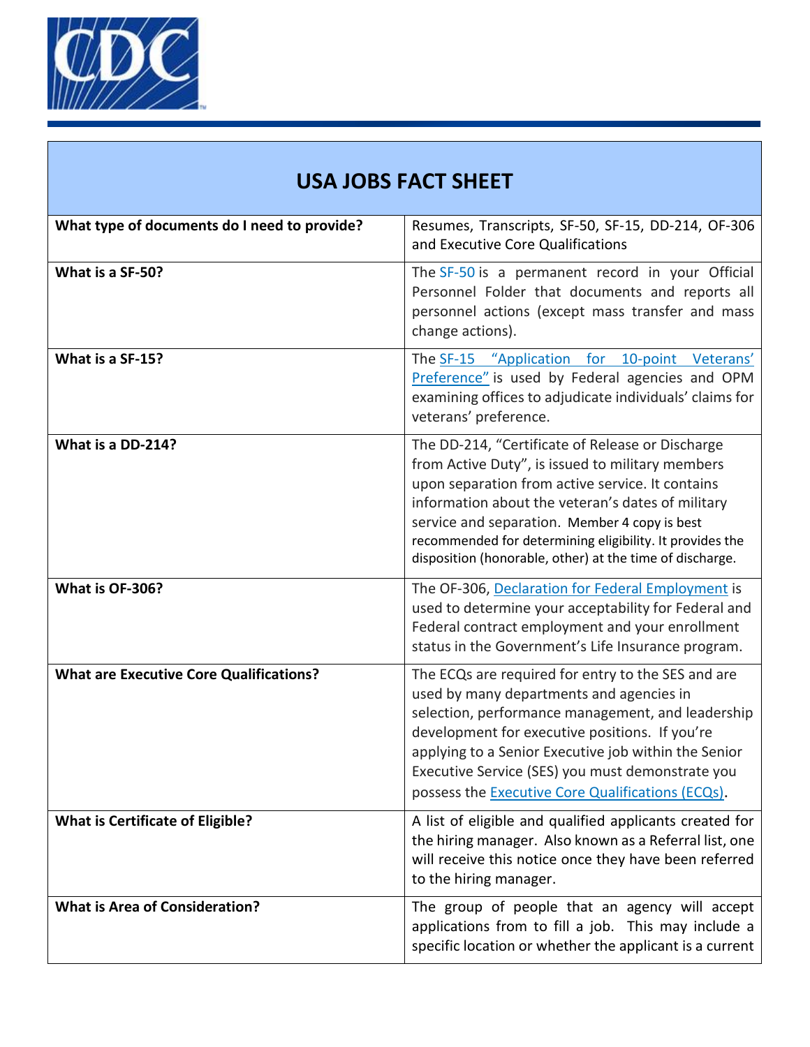| USA JOBS FACT SHEET | |
|---|---|
| **What type of documents do I need to provide?** | Resumes, Transcripts, SF-50, SF-15, DD-214, OF-306 and Executive Core Qualifications |
| **What is a SF-50?** | The SF-50 is a permanent record in your Official Personnel Folder that documents and reports all personnel actions (except mass transfer and mass change actions). |
| **What is a SF-15?** | The SF-15 "Application for 10-point Veterans' Preference" is used by Federal agencies and OPM examining offices to adjudicate individuals' claims for veterans' preference. |
| **What is a DD-214?** | The DD-214, "Certificate of Release or Discharge from Active Duty", is issued to military members upon separation from active service. It contains information about the veteran's dates of military service and separation. Member 4 copy is best recommended for determining eligibility. It provides the disposition (honorable, other) at the time of discharge. |
| **What is OF-306?** | The OF-306, Declaration for Federal Employment is used to determine your acceptability for Federal and Federal contract employment and your enrollment status in the Government's Life Insurance program. |
| **What are Executive Core Qualifications?** | The ECQs are required for entry to the SES and are used by many departments and agencies in selection, performance management, and leadership development for executive positions. If you're applying to a Senior Executive job within the Senior Executive Service (SES) you must demonstrate you possess the Executive Core Qualifications (ECQs). |
| **What is Certificate of Eligible?** | A list of eligible and qualified applicants created for the hiring manager. Also known as a Referral list, one will receive this notice once they have been referred to the hiring manager. |
| **What is Area of Consideration?** | The group of people that an agency will accept applications from to fill a job. This may include a specific location or whether the applicant is a current |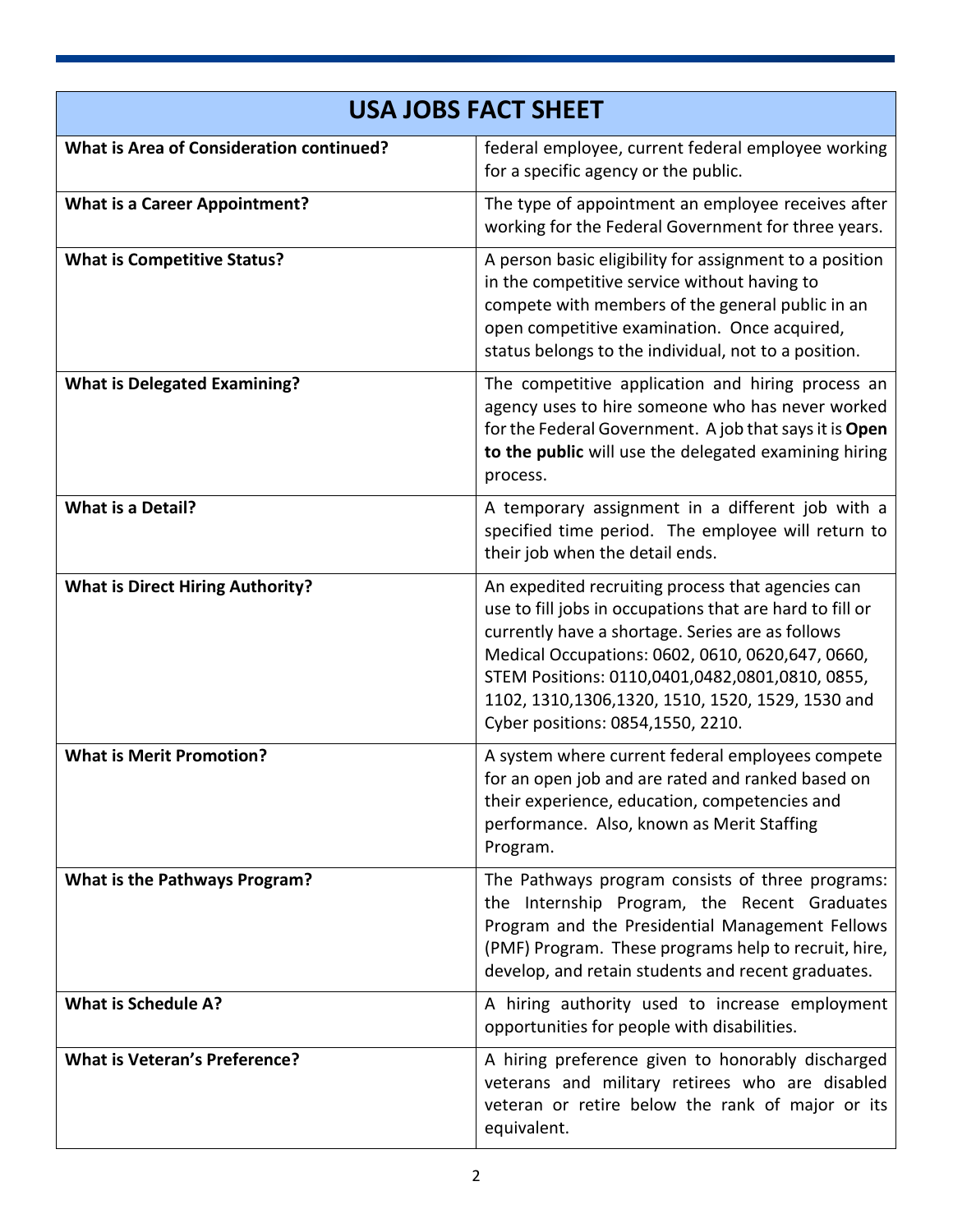| USA JOBS FACT SHEET | |
|---|---|
| **What is Area of Consideration continued?** | federal employee, current federal employee working for a specific agency or the public. |
| **What is a Career Appointment?** | The type of appointment an employee receives after working for the Federal Government for three years. |
| **What is Competitive Status?** | A person basic eligibility for assignment to a position in the competitive service without having to compete with members of the general public in an open competitive examination. Once acquired, status belongs to the individual, not to a position. |
| **What is Delegated Examining?** | The competitive application and hiring process an agency uses to hire someone who has never worked for the Federal Government. A job that says it is **Open to the public** will use the delegated examining hiring process. |
| **What is a Detail?** | A temporary assignment in a different job with a specified time period. The employee will return to their job when the detail ends. |
| **What is Direct Hiring Authority?** | An expedited recruiting process that agencies can use to fill jobs in occupations that are hard to fill or currently have a shortage. Series are as follows Medical Occupations: 0602, 0610, 0620,647, 0660, STEM Positions: 0110,0401,0482,0801,0810, 0855, 1102, 1310,1306,1320, 1510, 1520, 1529, 1530 and Cyber positions: 0854,1550, 2210. |
| **What is Merit Promotion?** | A system where current federal employees compete for an open job and are rated and ranked based on their experience, education, competencies and performance. Also, known as Merit Staffing Program. |
| **What is the Pathways Program?** | The Pathways program consists of three programs: the Internship Program, the Recent Graduates Program and the Presidential Management Fellows (PMF) Program. These programs help to recruit, hire, develop, and retain students and recent graduates. |
| **What is Schedule A?** | A hiring authority used to increase employment opportunities for people with disabilities. |
| **What is Veteran's Preference?** | A hiring preference given to honorably discharged veterans and military retirees who are disabled veteran or retire below the rank of major or its equivalent. |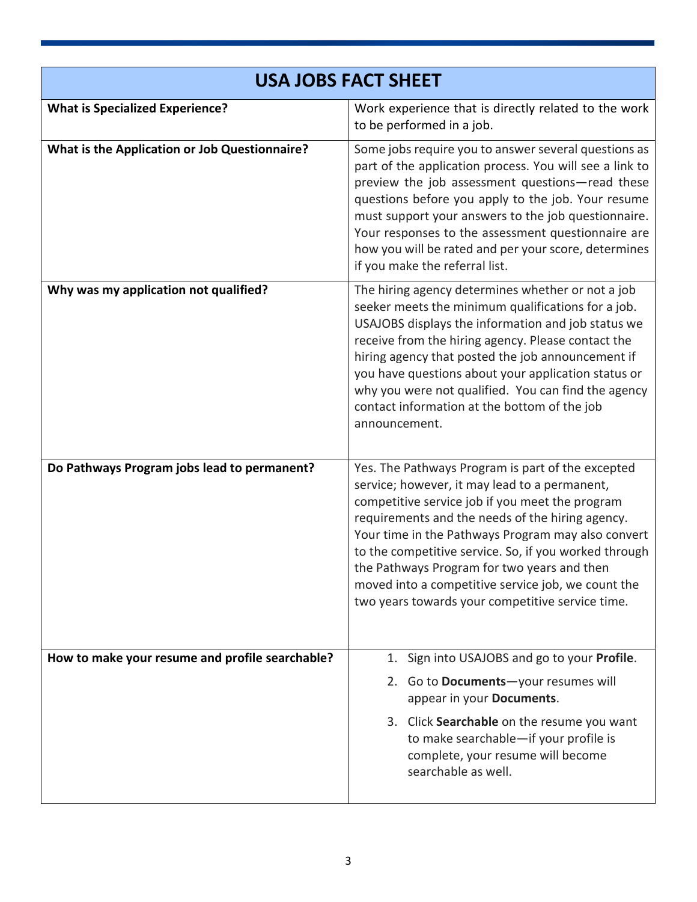| USA JOBS FACT SHEET | |
|---|---|
| **What is Specialized Experience?** | Work experience that is directly related to the work to be performed in a job. |
| **What is the Application or Job Questionnaire?** | Some jobs require you to answer several questions as part of the application process. You will see a link to preview the job assessment questions—read these questions before you apply to the job. Your resume must support your answers to the job questionnaire. Your responses to the assessment questionnaire are how you will be rated and per your score, determines if you make the referral list. |
| **Why was my application not qualified?** | The hiring agency determines whether or not a job seeker meets the minimum qualifications for a job. USAJOBS displays the information and job status we receive from the hiring agency. Please contact the hiring agency that posted the job announcement if you have questions about your application status or why you were not qualified. You can find the agency contact information at the bottom of the job announcement. |
| **Do Pathways Program jobs lead to permanent?** | Yes. The Pathways Program is part of the excepted service; however, it may lead to a permanent, competitive service job if you meet the program requirements and the needs of the hiring agency. Your time in the Pathways Program may also convert to the competitive service. So, if you worked through the Pathways Program for two years and then moved into a competitive service job, we count the two years towards your competitive service time. |
| **How to make your resume and profile searchable?** | 1. Sign into USAJOBS and go to your **Profile**.<br>2. Go to **Documents**—your resumes will appear in your **Documents**.<br>3. Click **Searchable** on the resume you want to make searchable—if your profile is complete, your resume will become searchable as well. |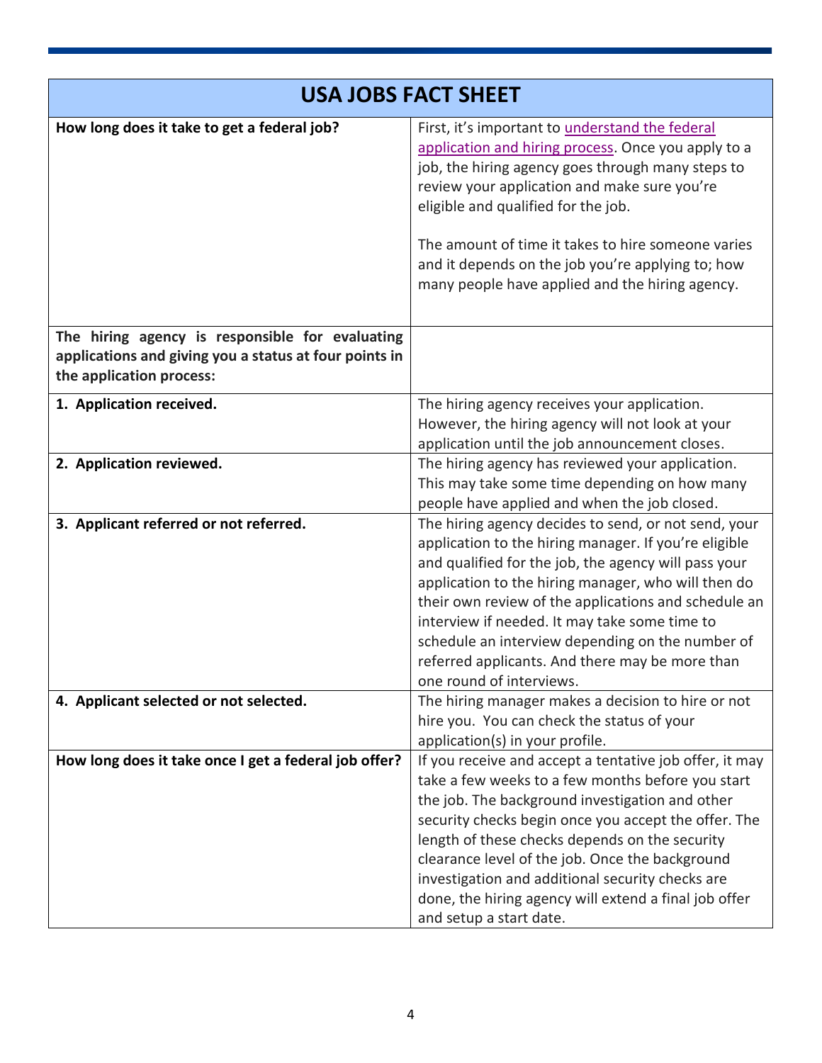| USA JOBS FACT SHEET | |
|---|---|
| **How long does it take to get a federal job?** | First, it's important to [understand the federal application and hiring process](). Once you apply to a job, the hiring agency goes through many steps to review your application and make sure you're eligible and qualified for the job.<br><br>The amount of time it takes to hire someone varies and it depends on the job you're applying to; how many people have applied and the hiring agency. |
| **The hiring agency is responsible for evaluating applications and giving you a status at four points in the application process:** | |
| **1. Application received.** | The hiring agency receives your application. However, the hiring agency will not look at your application until the job announcement closes. |
| **2. Application reviewed.** | The hiring agency has reviewed your application. This may take some time depending on how many people have applied and when the job closed. |
| **3. Applicant referred or not referred.** | The hiring agency decides to send, or not send, your application to the hiring manager. If you're eligible and qualified for the job, the agency will pass your application to the hiring manager, who will then do their own review of the applications and schedule an interview if needed. It may take some time to schedule an interview depending on the number of referred applicants. And there may be more than one round of interviews. |
| **4. Applicant selected or not selected.** | The hiring manager makes a decision to hire or not hire you. You can check the status of your application(s) in your profile. |
| **How long does it take once I get a federal job offer?** | If you receive and accept a tentative job offer, it may take a few weeks to a few months before you start the job. The background investigation and other security checks begin once you accept the offer. The length of these checks depends on the security clearance level of the job. Once the background investigation and additional security checks are done, the hiring agency will extend a final job offer and setup a start date. |